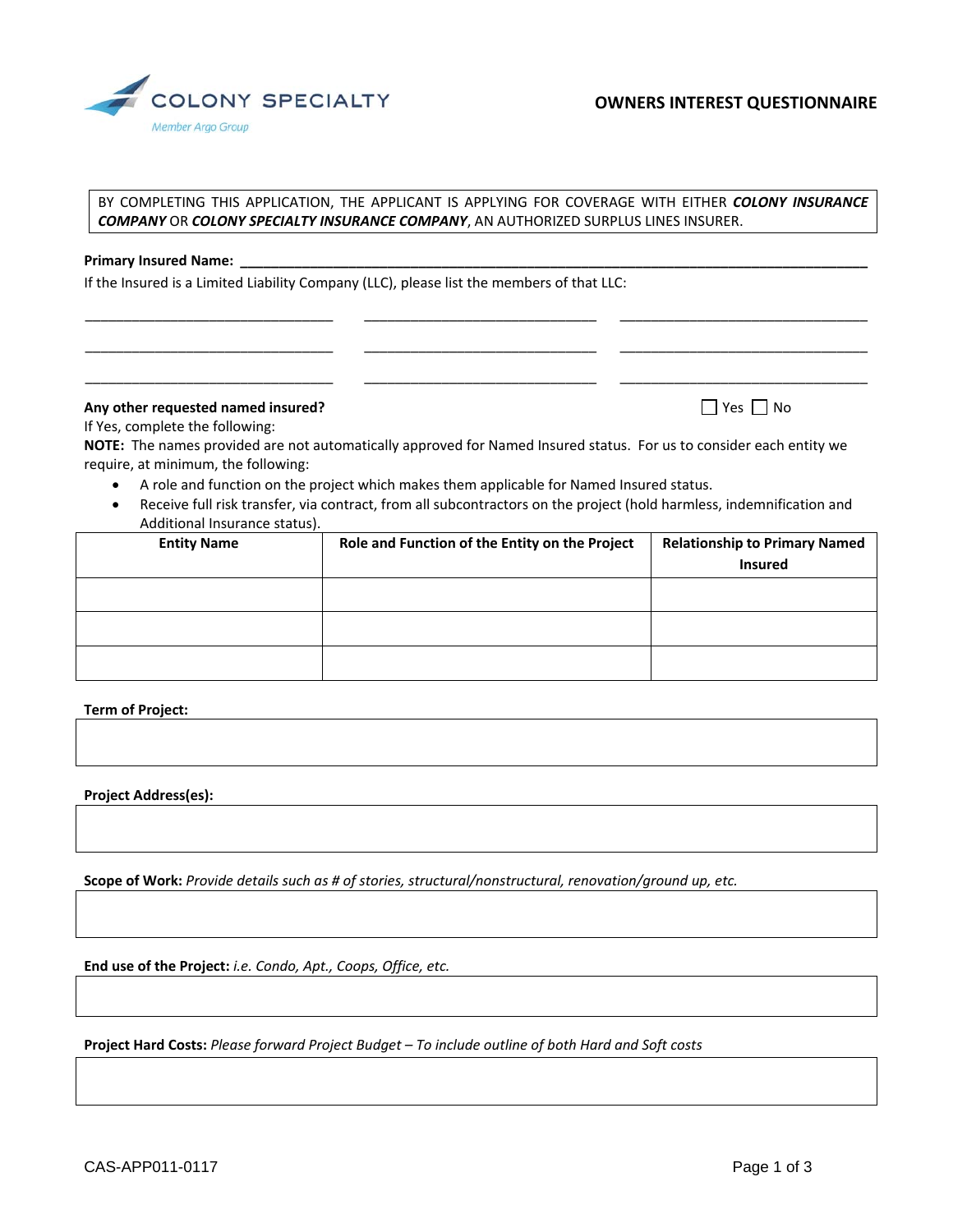COLONY SPECIALTY

Member Argo Group

# OWNERS INTEREST QUESTIONNAIRE

BY COMPLETING THIS APPLICATION, THE APPLICANT IS APPLYING FOR COVERAGE WITH EITHER ***COLONY INSURANCE COMPANY*** OR ***COLONY SPECIALTY INSURANCE COMPANY***, AN AUTHORIZED SURPLUS LINES INSURER.

**Primary Insured Name:** ____________________________________________________________

If the Insured is a Limited Liability Company (LLC), please list the members of that LLC:

______________________________ ______________________________ ______________________________

______________________________ ______________________________ ______________________________

______________________________ ______________________________ ______________________________

**Any other requested named insured?** ☐ Yes ☐ No

If Yes, complete the following:

**NOTE:** The names provided are not automatically approved for Named Insured status. For us to consider each entity we require, at minimum, the following:

- A role and function on the project which makes them applicable for Named Insured status.
- Receive full risk transfer, via contract, from all subcontractors on the project (hold harmless, indemnification and Additional Insurance status).

| Entity Name | Role and Function of the Entity on the Project | Relationship to Primary Named Insured |
|---|---|---|
| | | |
| | | |
| | | |

**Term of Project:**

**Project Address(es):**

**Scope of Work:** *Provide details such as # of stories, structural/nonstructural, renovation/ground up, etc.*

**End use of the Project:** *i.e. Condo, Apt., Coops, Office, etc.*

**Project Hard Costs:** *Please forward Project Budget – To include outline of both Hard and Soft costs*

CAS-APP011-0117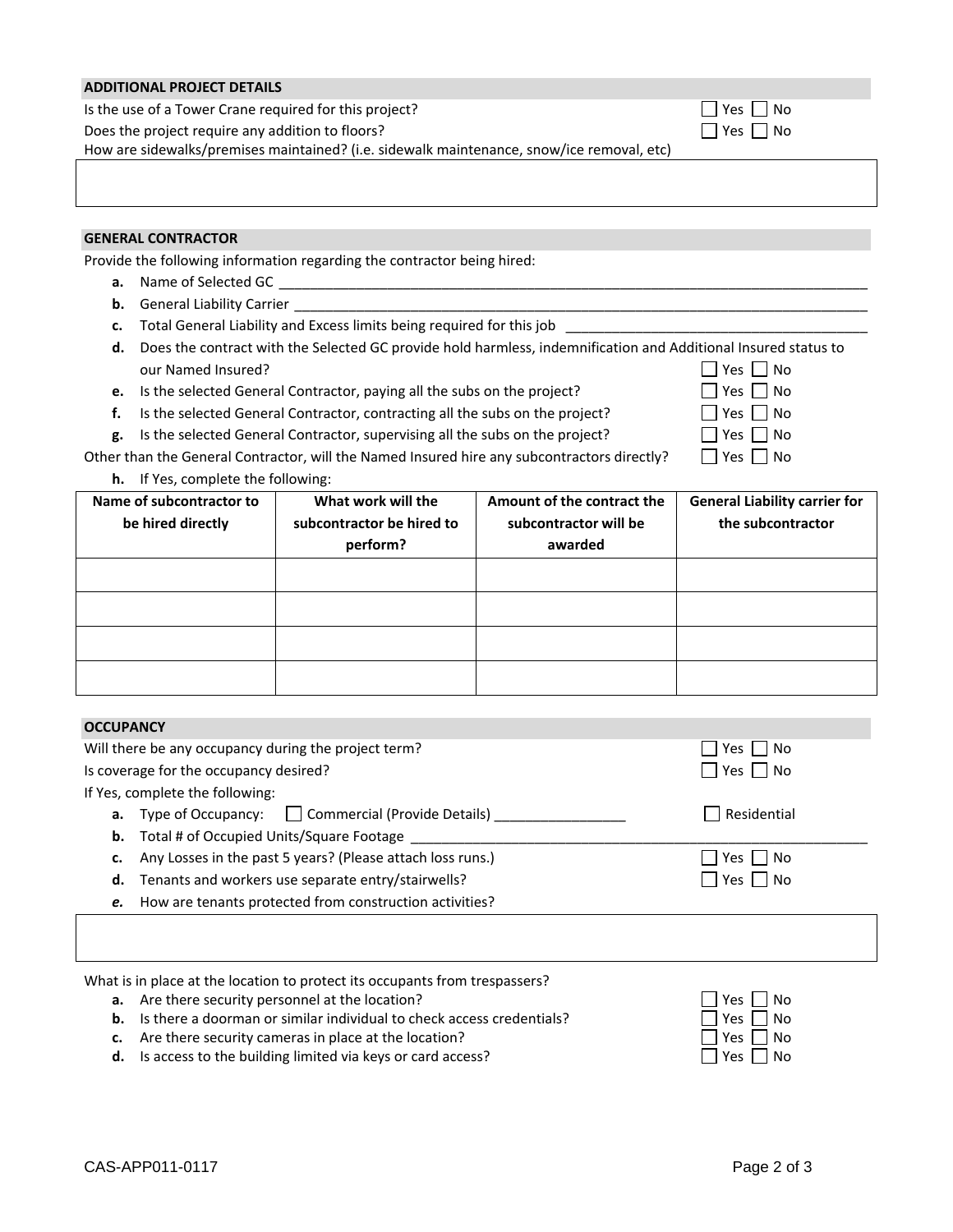## ADDITIONAL PROJECT DETAILS

Is the use of a Tower Crane required for this project? ☐ Yes ☐ No

Does the project require any addition to floors? ☐ Yes ☐ No

How are sidewalks/premises maintained? (i.e. sidewalk maintenance, snow/ice removal, etc)

|   |
|---|
|   |

## GENERAL CONTRACTOR

Provide the following information regarding the contractor being hired:

- **a.** Name of Selected GC ____________________________________________
- **b.** General Liability Carrier ____________________________________________
- **c.** Total General Liability and Excess limits being required for this job ____________________________
- **d.** Does the contract with the Selected GC provide hold harmless, indemnification and Additional Insured status to our Named Insured? ☐ Yes ☐ No
- **e.** Is the selected General Contractor, paying all the subs on the project? ☐ Yes ☐ No
- **f.** Is the selected General Contractor, contracting all the subs on the project? ☐ Yes ☐ No
- **g.** Is the selected General Contractor, supervising all the subs on the project? ☐ Yes ☐ No

Other than the General Contractor, will the Named Insured hire any subcontractors directly? ☐ Yes ☐ No

- **h.** If Yes, complete the following:

| Name of subcontractor to be hired directly | What work will the subcontractor be hired to perform? | Amount of the contract the subcontractor will be awarded | General Liability carrier for the subcontractor |
|---|---|---|---|
| | | | |
| | | | |
| | | | |
| | | | |

## OCCUPANCY

Will there be any occupancy during the project term? ☐ Yes ☐ No

Is coverage for the occupancy desired? ☐ Yes ☐ No

If Yes, complete the following:

- **a.** Type of Occupancy: ☐ Commercial (Provide Details) _________________ ☐ Residential
- **b.** Total # of Occupied Units/Square Footage ____________________________________________
- **c.** Any Losses in the past 5 years? (Please attach loss runs.) ☐ Yes ☐ No
- **d.** Tenants and workers use separate entry/stairwells? ☐ Yes ☐ No
- ***e.*** How are tenants protected from construction activities?

|   |
|---|
|   |

What is in place at the location to protect its occupants from trespassers?

- **a.** Are there security personnel at the location? ☐ Yes ☐ No
- **b.** Is there a doorman or similar individual to check access credentials? ☐ Yes ☐ No
- **c.** Are there security cameras in place at the location? ☐ Yes ☐ No
- **d.** Is access to the building limited via keys or card access? ☐ Yes ☐ No

CAS-APP011-0117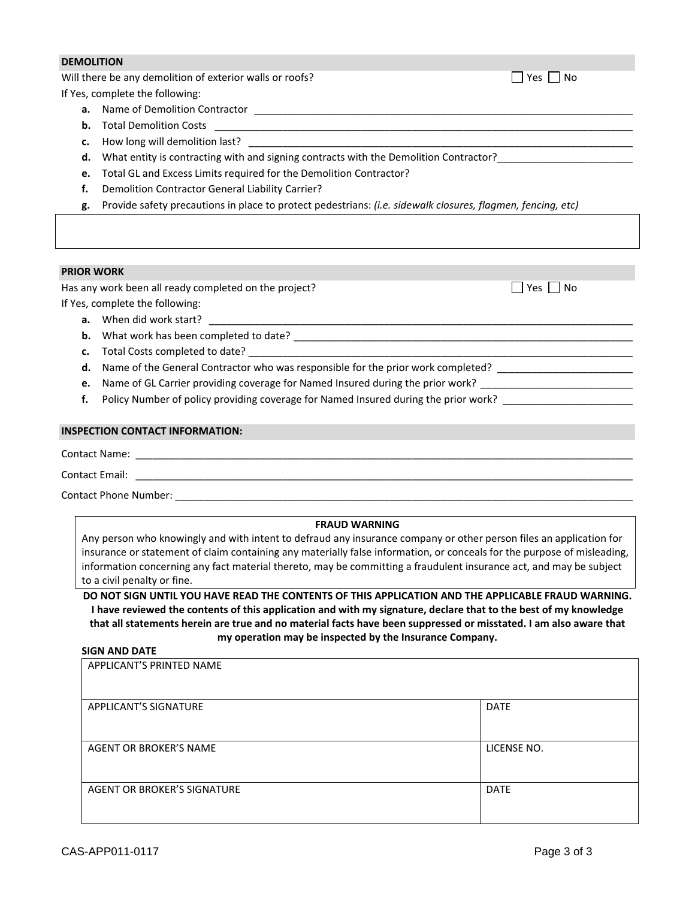## DEMOLITION

Will there be any demolition of exterior walls or roofs? ☐ Yes ☐ No

If Yes, complete the following:

- **a.** Name of Demolition Contractor ______________________________________________
- **b.** Total Demolition Costs ______________________________________________
- **c.** How long will demolition last? ______________________________________________
- **d.** What entity is contracting with and signing contracts with the Demolition Contractor? ________________________
- **e.** Total GL and Excess Limits required for the Demolition Contractor?
- **f.** Demolition Contractor General Liability Carrier?
- **g.** Provide safety precautions in place to protect pedestrians: *(i.e. sidewalk closures, flagmen, fencing, etc)*

| |
|---|
| |

## PRIOR WORK

Has any work been all ready completed on the project? ☐ Yes ☐ No

If Yes, complete the following:

- **a.** When did work start? ______________________________________________
- **b.** What work has been completed to date? ______________________________________________
- **c.** Total Costs completed to date? ______________________________________________
- **d.** Name of the General Contractor who was responsible for the prior work completed? ________________________
- **e.** Name of GL Carrier providing coverage for Named Insured during the prior work? ________________________
- **f.** Policy Number of policy providing coverage for Named Insured during the prior work? ________________________

## INSPECTION CONTACT INFORMATION:

Contact Name: ______________________________________________

Contact Email: ______________________________________________

Contact Phone Number: ______________________________________________

**FRAUD WARNING**

Any person who knowingly and with intent to defraud any insurance company or other person files an application for insurance or statement of claim containing any materially false information, or conceals for the purpose of misleading, information concerning any fact material thereto, may be committing a fraudulent insurance act, and may be subject to a civil penalty or fine.

**DO NOT SIGN UNTIL YOU HAVE READ THE CONTENTS OF THIS APPLICATION AND THE APPLICABLE FRAUD WARNING. I have reviewed the contents of this application and with my signature, declare that to the best of my knowledge that all statements herein are true and no material facts have been suppressed or misstated. I am also aware that my operation may be inspected by the Insurance Company.**

**SIGN AND DATE**

| | |
|---|---|
| APPLICANT'S PRINTED NAME | |
| APPLICANT'S SIGNATURE | DATE |
| AGENT OR BROKER'S NAME | LICENSE NO. |
| AGENT OR BROKER'S SIGNATURE | DATE |

CAS-APP011-0117